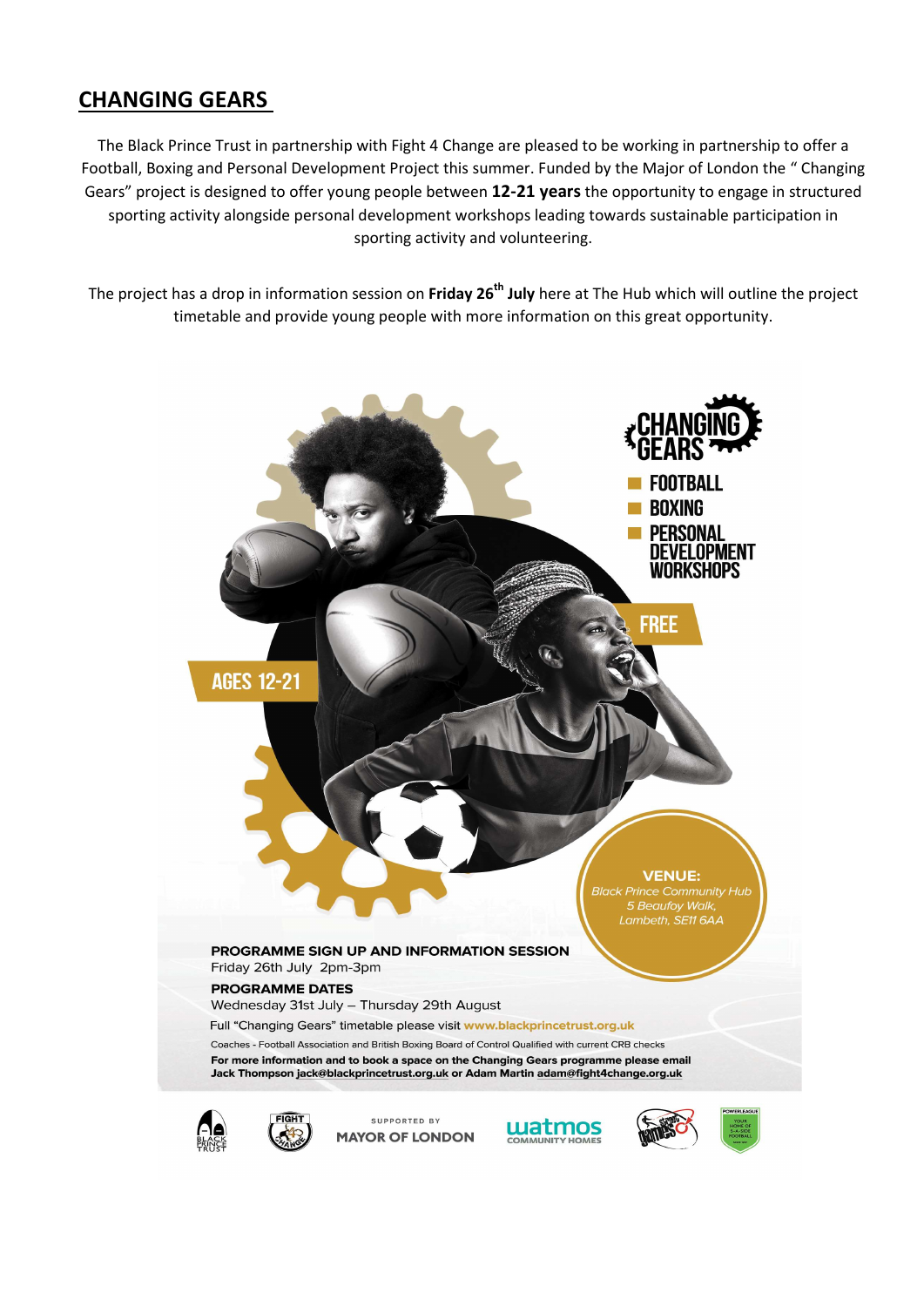## CHANGING GEARS

The Black Prince Trust in partnership with Fight 4 Change are pleased to be working in partnership to offer a Football, Boxing and Personal Development Project this summer. Funded by the Major of London the " Changing Gears" project is designed to offer young people between **12-21 years** the opportunity to engage in structured sporting activity alongside personal development workshops leading towards sustainable participation in sporting activity and volunteering.

The project has a drop in information session on **Friday 26th July** here at The Hub which will outline the project timetable and provide young people with more information on this great opportunity.

**CHANGING GEARS**

- FOOTBALL
- BOXING
- PERSONAL DEVELOPMENT WORKSHOPS

**FREE**

**AGES 12-21**

**VENUE:**
*Black Prince Community Hub*
*5 Beaufoy Walk,*
*Lambeth, SE11 6AA*

**PROGRAMME SIGN UP AND INFORMATION SESSION**
Friday 26th July 2pm-3pm

**PROGRAMME DATES**
Wednesday 31st July – Thursday 29th August

Full "Changing Gears" timetable please visit www.blackprincetrust.org.uk

Coaches - Football Association and British Boxing Board of Control Qualified with current CRB checks

**For more information and to book a space on the Changing Gears programme please email Jack Thompson jack@blackprincetrust.org.uk or Adam Martin adam@fight4change.org.uk**

BLACK PRINCE TRUST | FIGHT 4 CHANGE | SUPPORTED BY MAYOR OF LONDON | watmos COMMUNITY HOMES | POWERLEAGUE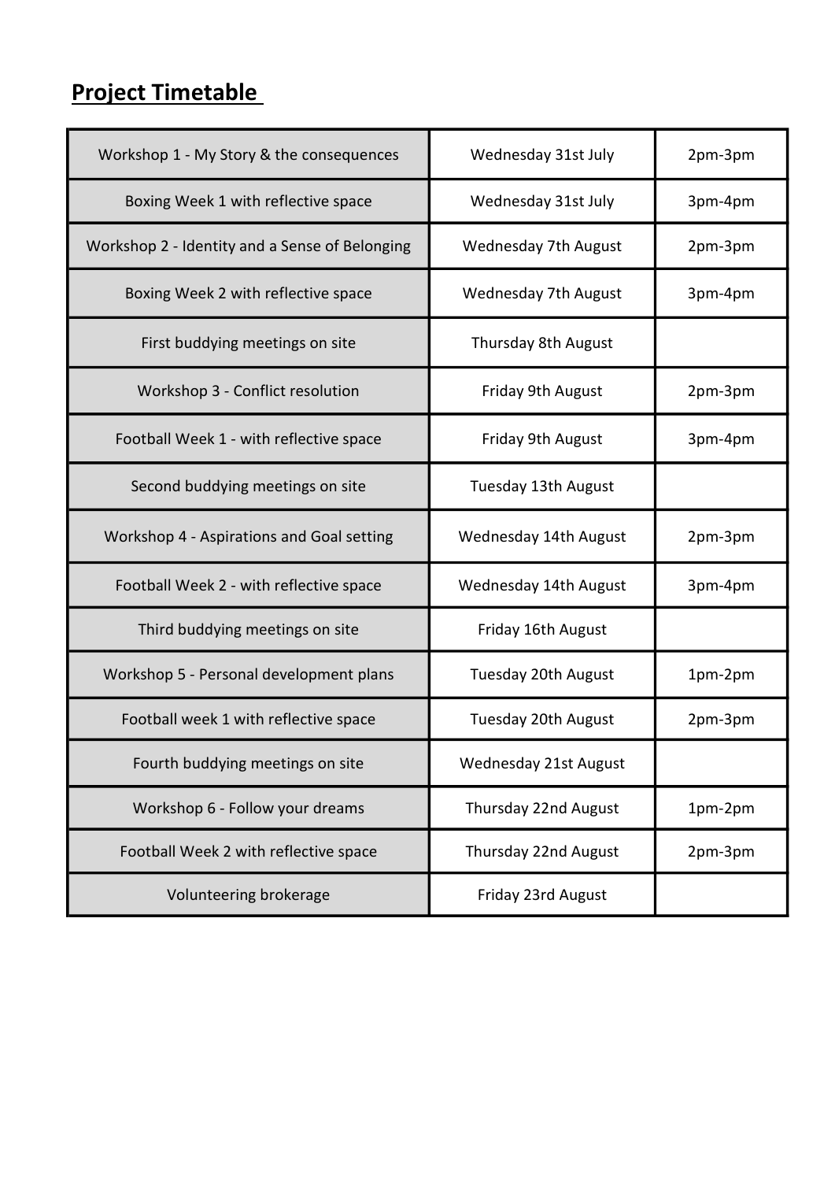## Project Timetable

| | | |
|---|---|---|
| Workshop 1 - My Story & the consequences | Wednesday 31st July | 2pm-3pm |
| Boxing Week 1 with reflective space | Wednesday 31st July | 3pm-4pm |
| Workshop 2 - Identity and a Sense of Belonging | Wednesday 7th August | 2pm-3pm |
| Boxing Week 2 with reflective space | Wednesday 7th August | 3pm-4pm |
| First buddying meetings on site | Thursday 8th August | |
| Workshop 3 - Conflict resolution | Friday 9th August | 2pm-3pm |
| Football Week 1 - with reflective space | Friday 9th August | 3pm-4pm |
| Second buddying meetings on site | Tuesday 13th August | |
| Workshop 4 - Aspirations and Goal setting | Wednesday 14th August | 2pm-3pm |
| Football Week 2 - with reflective space | Wednesday 14th August | 3pm-4pm |
| Third buddying meetings on site | Friday 16th August | |
| Workshop 5 - Personal development plans | Tuesday 20th August | 1pm-2pm |
| Football week 1 with reflective space | Tuesday 20th August | 2pm-3pm |
| Fourth buddying meetings on site | Wednesday 21st August | |
| Workshop 6 - Follow your dreams | Thursday 22nd August | 1pm-2pm |
| Football Week 2 with reflective space | Thursday 22nd August | 2pm-3pm |
| Volunteering brokerage | Friday 23rd August | |